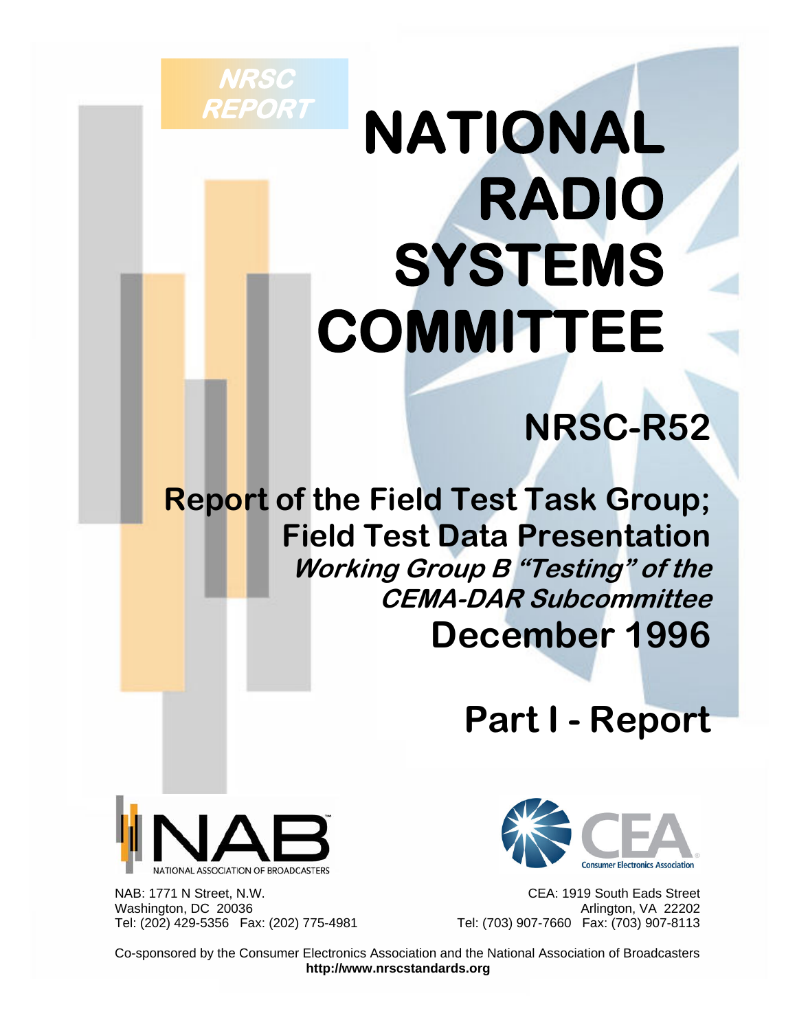NRSC REPORT

# NATIONAL RADIO SYSTEMS COMMITTEE

## NRSC-R52

## Report of the Field Test Task Group; Field Test Data Presentation

***Working Group B "Testing" of the CEMA-DAR Subcommittee***

**December 1996**

## Part I - Report

NAB: 1771 N Street, N.W.
Washington, DC 20036
Tel: (202) 429-5356 Fax: (202) 775-4981

CEA: 1919 South Eads Street
Arlington, VA 22202
Tel: (703) 907-7660 Fax: (703) 907-8113

Co-sponsored by the Consumer Electronics Association and the National Association of Broadcasters
**http://www.nrscstandards.org**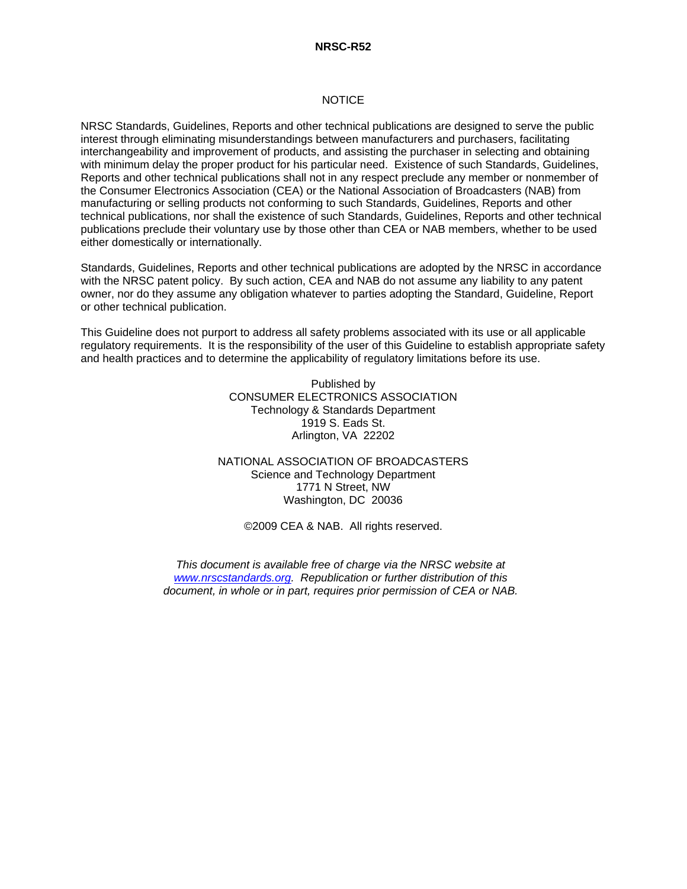NOTICE

NRSC Standards, Guidelines, Reports and other technical publications are designed to serve the public interest through eliminating misunderstandings between manufacturers and purchasers, facilitating interchangeability and improvement of products, and assisting the purchaser in selecting and obtaining with minimum delay the proper product for his particular need. Existence of such Standards, Guidelines, Reports and other technical publications shall not in any respect preclude any member or nonmember of the Consumer Electronics Association (CEA) or the National Association of Broadcasters (NAB) from manufacturing or selling products not conforming to such Standards, Guidelines, Reports and other technical publications, nor shall the existence of such Standards, Guidelines, Reports and other technical publications preclude their voluntary use by those other than CEA or NAB members, whether to be used either domestically or internationally.

Standards, Guidelines, Reports and other technical publications are adopted by the NRSC in accordance with the NRSC patent policy. By such action, CEA and NAB do not assume any liability to any patent owner, nor do they assume any obligation whatever to parties adopting the Standard, Guideline, Report or other technical publication.

This Guideline does not purport to address all safety problems associated with its use or all applicable regulatory requirements. It is the responsibility of the user of this Guideline to establish appropriate safety and health practices and to determine the applicability of regulatory limitations before its use.

Published by
CONSUMER ELECTRONICS ASSOCIATION
Technology & Standards Department
1919 S. Eads St.
Arlington, VA 22202

NATIONAL ASSOCIATION OF BROADCASTERS
Science and Technology Department
1771 N Street, NW
Washington, DC 20036

©2009 CEA & NAB. All rights reserved.

*This document is available free of charge via the NRSC website at [www.nrscstandards.org](www.nrscstandards.org). Republication or further distribution of this document, in whole or in part, requires prior permission of CEA or NAB.*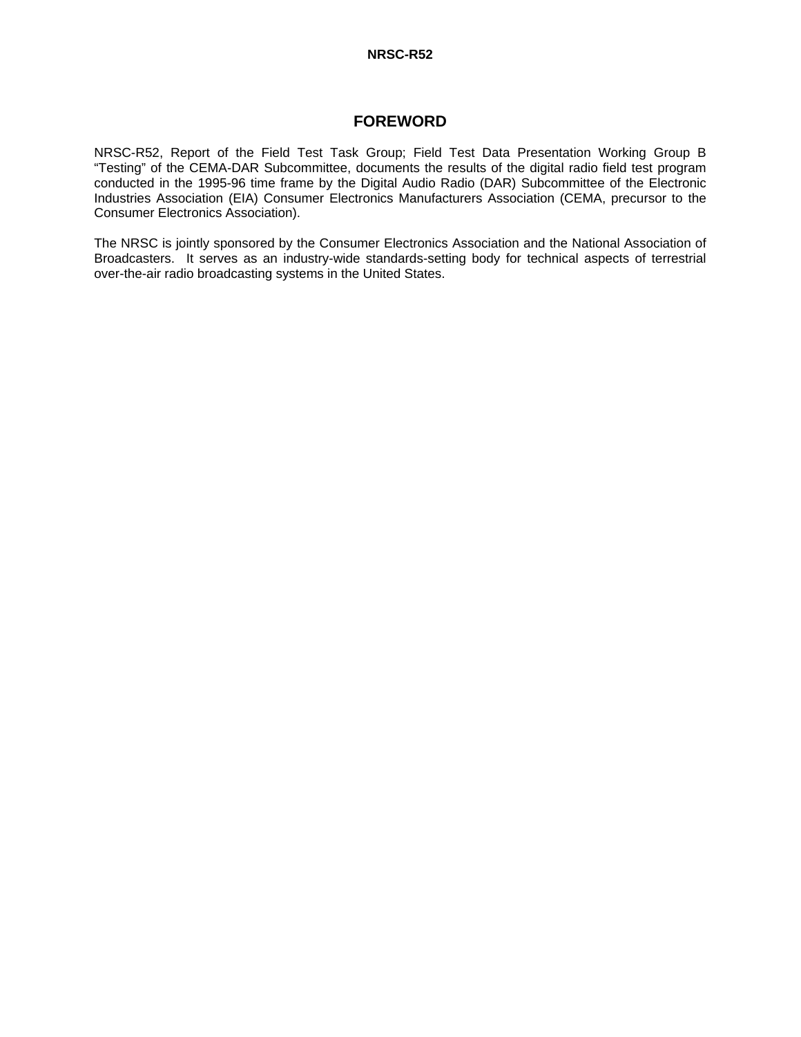# FOREWORD

NRSC-R52, Report of the Field Test Task Group; Field Test Data Presentation Working Group B "Testing" of the CEMA-DAR Subcommittee, documents the results of the digital radio field test program conducted in the 1995-96 time frame by the Digital Audio Radio (DAR) Subcommittee of the Electronic Industries Association (EIA) Consumer Electronics Manufacturers Association (CEMA, precursor to the Consumer Electronics Association).

The NRSC is jointly sponsored by the Consumer Electronics Association and the National Association of Broadcasters. It serves as an industry-wide standards-setting body for technical aspects of terrestrial over-the-air radio broadcasting systems in the United States.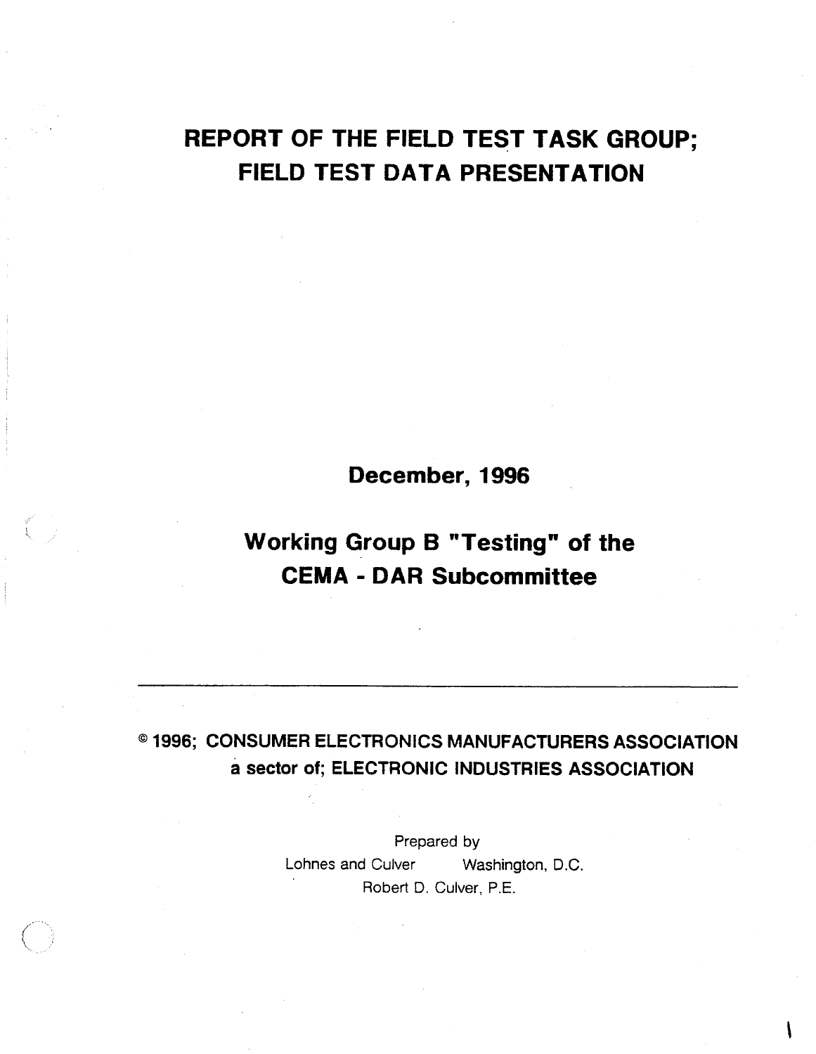# REPORT OF THE FIELD TEST TASK GROUP; FIELD TEST DATA PRESENTATION

**December, 1996**

**Working Group B "Testing" of the CEMA - DAR Subcommittee**

---

**© 1996; CONSUMER ELECTRONICS MANUFACTURERS ASSOCIATION a sector of; ELECTRONIC INDUSTRIES ASSOCIATION**

Prepared by
Lohnes and Culver Washington, D.C.
Robert D. Culver, P.E.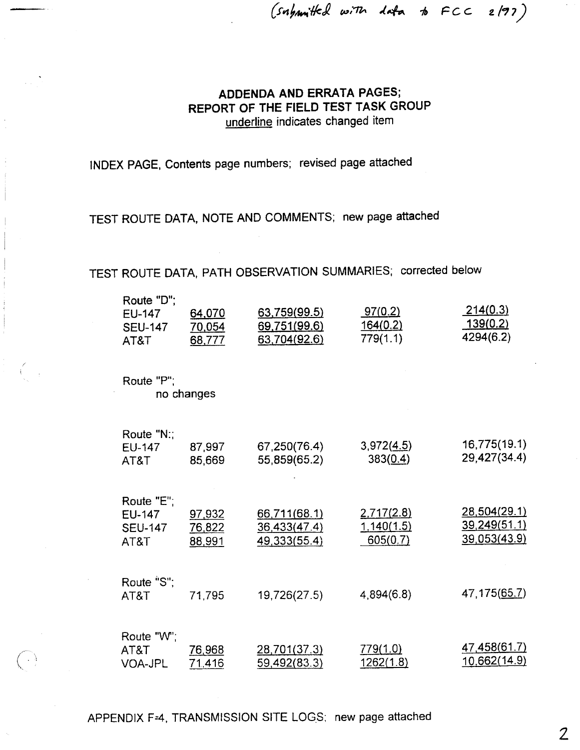(submitted with data to FCC 2/97)

## ADDENDA AND ERRATA PAGES;
## REPORT OF THE FIELD TEST TASK GROUP

<u>underline</u> indicates changed item

INDEX PAGE, Contents page numbers; revised page attached

TEST ROUTE DATA, NOTE AND COMMENTS; new page attached

TEST ROUTE DATA, PATH OBSERVATION SUMMARIES; corrected below

| | | | | |
|---|---|---|---|---|
| Route "D"; | | | | |
| EU-147 | <u>64,070</u> | <u>63,759(99.5)</u> | <u>97(0.2)</u> | <u>214(0.3)</u> |
| SEU-147 | <u>70,054</u> | <u>69,751(99.6)</u> | <u>164(0.2)</u> | <u>139(0.2)</u> |
| AT&T | <u>68,777</u> | <u>63,704(92.6)</u> | 779(1.1) | 4294(6.2) |
| Route "P"; | | | | |
| no changes | | | | |
| Route "N:; | | | | |
| EU-147 | 87,997 | 67,250(76.4) | 3,972(<u>4.5</u>) | 16,775(19.1) |
| AT&T | 85,669 | 55,859(65.2) | 383(<u>0.4</u>) | 29,427(34.4) |
| Route "E"; | | | | |
| EU-147 | <u>97,932</u> | <u>66,711(68.1)</u> | <u>2,717(2.8)</u> | <u>28,504(29.1)</u> |
| SEU-147 | <u>76,822</u> | <u>36,433(47.4)</u> | <u>1,140(1.5)</u> | <u>39,249(51.1)</u> |
| AT&T | <u>88,991</u> | <u>49,333(55.4)</u> | <u>605(0.7)</u> | <u>39,053(43.9)</u> |
| Route "S"; | | | | |
| AT&T | 71,795 | 19,726(27.5) | 4,894(6.8) | 47,175(<u>65.7</u>) |
| Route "W"; | | | | |
| AT&T | <u>76,968</u> | <u>28,701(37.3)</u> | <u>779(1.0)</u> | <u>47,458(61.7)</u> |
| VOA-JPL | <u>71,416</u> | <u>59,492(83.3)</u> | <u>1262(1.8)</u> | <u>10,662(14.9)</u> |

APPENDIX F-4, TRANSMISSION SITE LOGS; new page attached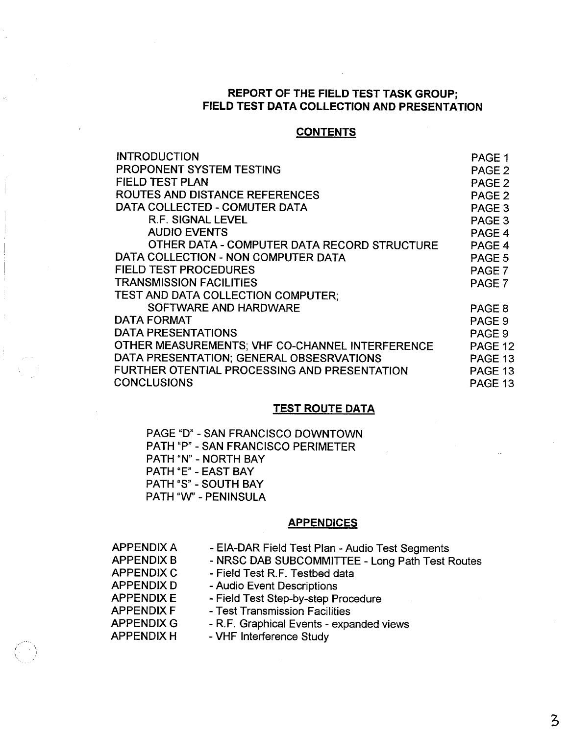# REPORT OF THE FIELD TEST TASK GROUP; FIELD TEST DATA COLLECTION AND PRESENTATION

## CONTENTS

| | |
|---|---|
| INTRODUCTION | PAGE 1 |
| PROPONENT SYSTEM TESTING | PAGE 2 |
| FIELD TEST PLAN | PAGE 2 |
| ROUTES AND DISTANCE REFERENCES | PAGE 2 |
| DATA COLLECTED - COMUTER DATA | PAGE 3 |
| R.F. SIGNAL LEVEL | PAGE 3 |
| AUDIO EVENTS | PAGE 4 |
| OTHER DATA - COMPUTER DATA RECORD STRUCTURE | PAGE 4 |
| DATA COLLECTION - NON COMPUTER DATA | PAGE 5 |
| FIELD TEST PROCEDURES | PAGE 7 |
| TRANSMISSION FACILITIES | PAGE 7 |
| TEST AND DATA COLLECTION COMPUTER; SOFTWARE AND HARDWARE | PAGE 8 |
| DATA FORMAT | PAGE 9 |
| DATA PRESENTATIONS | PAGE 9 |
| OTHER MEASUREMENTS; VHF CO-CHANNEL INTERFERENCE | PAGE 12 |
| DATA PRESENTATION; GENERAL OBSESRVATIONS | PAGE 13 |
| FURTHER OTENTIAL PROCESSING AND PRESENTATION | PAGE 13 |
| CONCLUSIONS | PAGE 13 |

## TEST ROUTE DATA

PAGE "D" - SAN FRANCISCO DOWNTOWN
PATH "P" - SAN FRANCISCO PERIMETER
PATH "N" - NORTH BAY
PATH "E" - EAST BAY
PATH "S" - SOUTH BAY
PATH "W" - PENINSULA

## APPENDICES

| | |
|---|---|
| APPENDIX A | - EIA-DAR Field Test Plan - Audio Test Segments |
| APPENDIX B | - NRSC DAB SUBCOMMITTEE - Long Path Test Routes |
| APPENDIX C | - Field Test R.F. Testbed data |
| APPENDIX D | - Audio Event Descriptions |
| APPENDIX E | - Field Test Step-by-step Procedure |
| APPENDIX F | - Test Transmission Facilities |
| APPENDIX G | - R.F. Graphical Events - expanded views |
| APPENDIX H | - VHF Interference Study |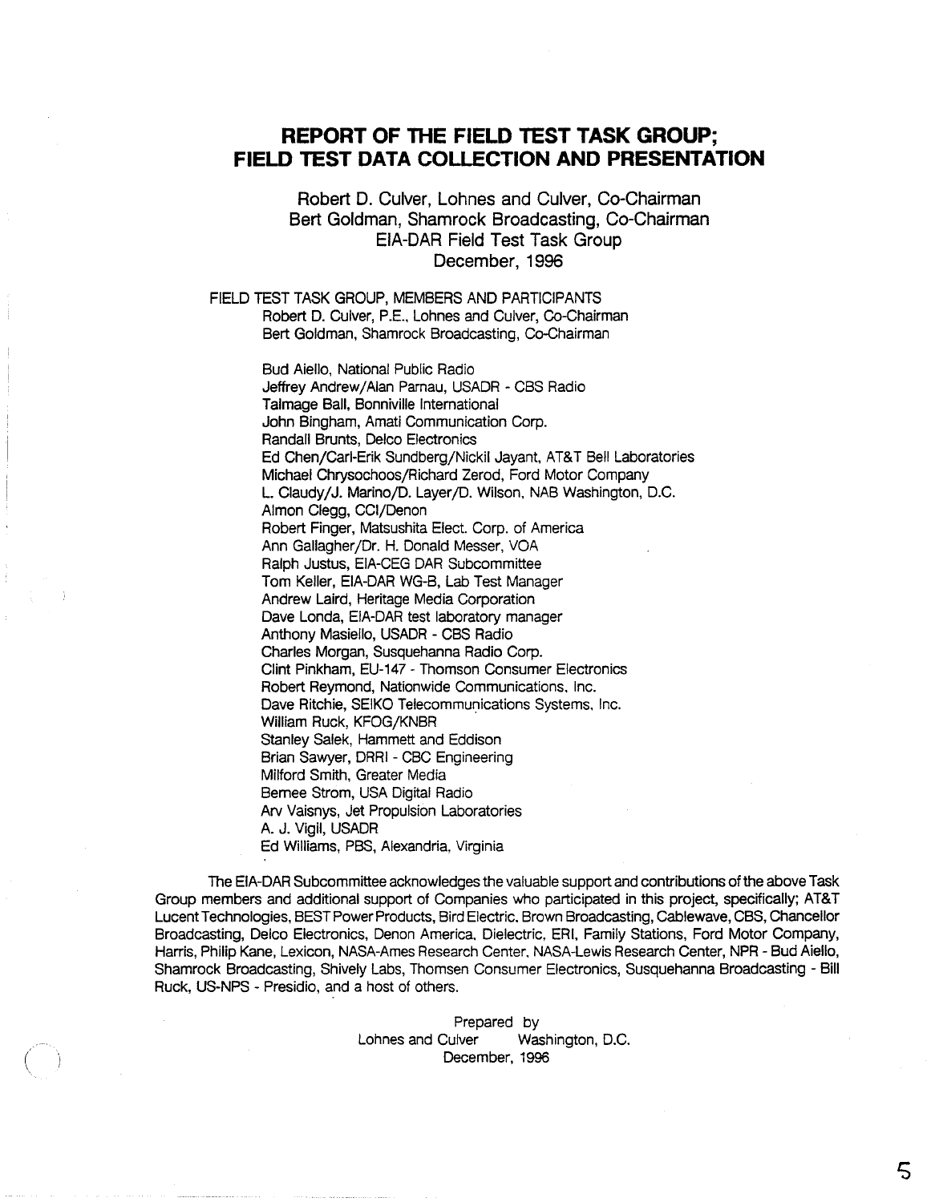# REPORT OF THE FIELD TEST TASK GROUP; FIELD TEST DATA COLLECTION AND PRESENTATION

Robert D. Culver, Lohnes and Culver, Co-Chairman
Bert Goldman, Shamrock Broadcasting, Co-Chairman
EIA-DAR Field Test Task Group
December, 1996

FIELD TEST TASK GROUP, MEMBERS AND PARTICIPANTS

Robert D. Culver, P.E., Lohnes and Culver, Co-Chairman
Bert Goldman, Shamrock Broadcasting, Co-Chairman

Bud Aiello, National Public Radio
Jeffrey Andrew/Alan Parnau, USADR - CBS Radio
Talmage Ball, Bonniville International
John Bingham, Amati Communication Corp.
Randall Brunts, Delco Electronics
Ed Chen/Carl-Erik Sundberg/Nickil Jayant, AT&T Bell Laboratories
Michael Chrysochoos/Richard Zerod, Ford Motor Company
L. Claudy/J. Marino/D. Layer/D. Wilson, NAB Washington, D.C.
Almon Clegg, CCI/Denon
Robert Finger, Matsushita Elect. Corp. of America
Ann Gallagher/Dr. H. Donald Messer, VOA
Ralph Justus, EIA-CEG DAR Subcommittee
Tom Keller, EIA-DAR WG-B, Lab Test Manager
Andrew Laird, Heritage Media Corporation
Dave Londa, EIA-DAR test laboratory manager
Anthony Masiello, USADR - CBS Radio
Charles Morgan, Susquehanna Radio Corp.
Clint Pinkham, EU-147 - Thomson Consumer Electronics
Robert Reymond, Nationwide Communications, Inc.
Dave Ritchie, SEIKO Telecommunications Systems, Inc.
William Ruck, KFOG/KNBR
Stanley Salek, Hammett and Eddison
Brian Sawyer, DRRI - CBC Engineering
Milford Smith, Greater Media
Bernee Strom, USA Digital Radio
Arv Vaisnys, Jet Propulsion Laboratories
A. J. Vigil, USADR
Ed Williams, PBS, Alexandria, Virginia

The EIA-DAR Subcommittee acknowledges the valuable support and contributions of the above Task Group members and additional support of Companies who participated in this project, specifically; AT&T Lucent Technologies, BEST Power Products, Bird Electric, Brown Broadcasting, Cablewave, CBS, Chancellor Broadcasting, Delco Electronics, Denon America, Dielectric, ERI, Family Stations, Ford Motor Company, Harris, Philip Kane, Lexicon, NASA-Ames Research Center, NASA-Lewis Research Center, NPR - Bud Aiello, Shamrock Broadcasting, Shively Labs, Thomsen Consumer Electronics, Susquehanna Broadcasting - Bill Ruck, US-NPS - Presidio, and a host of others.

Prepared by
Lohnes and Culver Washington, D.C.
December, 1996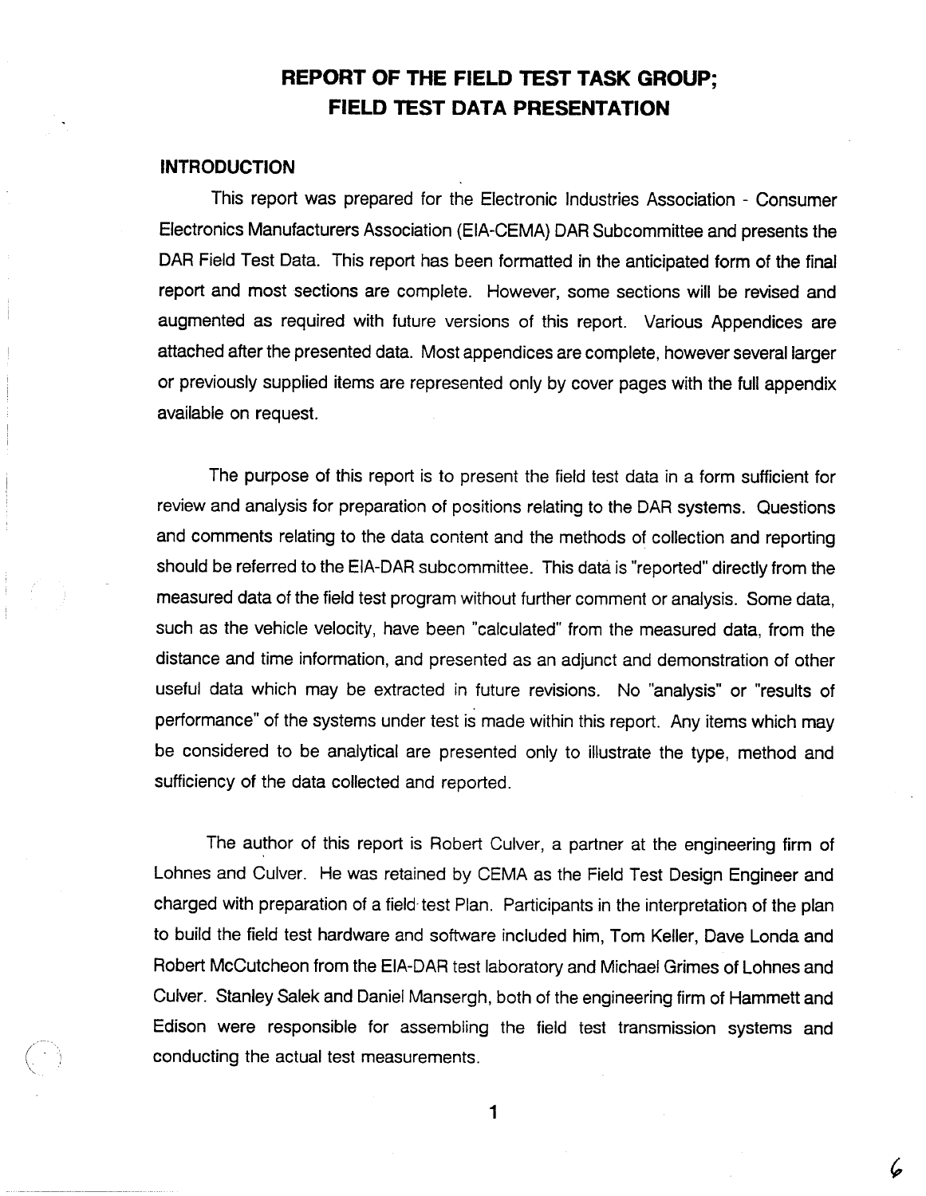# REPORT OF THE FIELD TEST TASK GROUP; FIELD TEST DATA PRESENTATION

## INTRODUCTION

This report was prepared for the Electronic Industries Association - Consumer Electronics Manufacturers Association (EIA-CEMA) DAR Subcommittee and presents the DAR Field Test Data. This report has been formatted in the anticipated form of the final report and most sections are complete. However, some sections will be revised and augmented as required with future versions of this report. Various Appendices are attached after the presented data. Most appendices are complete, however several larger or previously supplied items are represented only by cover pages with the full appendix available on request.

The purpose of this report is to present the field test data in a form sufficient for review and analysis for preparation of positions relating to the DAR systems. Questions and comments relating to the data content and the methods of collection and reporting should be referred to the EIA-DAR subcommittee. This data is "reported" directly from the measured data of the field test program without further comment or analysis. Some data, such as the vehicle velocity, have been "calculated" from the measured data, from the distance and time information, and presented as an adjunct and demonstration of other useful data which may be extracted in future revisions. No "analysis" or "results of performance" of the systems under test is made within this report. Any items which may be considered to be analytical are presented only to illustrate the type, method and sufficiency of the data collected and reported.

The author of this report is Robert Culver, a partner at the engineering firm of Lohnes and Culver. He was retained by CEMA as the Field Test Design Engineer and charged with preparation of a field test Plan. Participants in the interpretation of the plan to build the field test hardware and software included him, Tom Keller, Dave Londa and Robert McCutcheon from the EIA-DAR test laboratory and Michael Grimes of Lohnes and Culver. Stanley Salek and Daniel Mansergh, both of the engineering firm of Hammett and Edison were responsible for assembling the field test transmission systems and conducting the actual test measurements.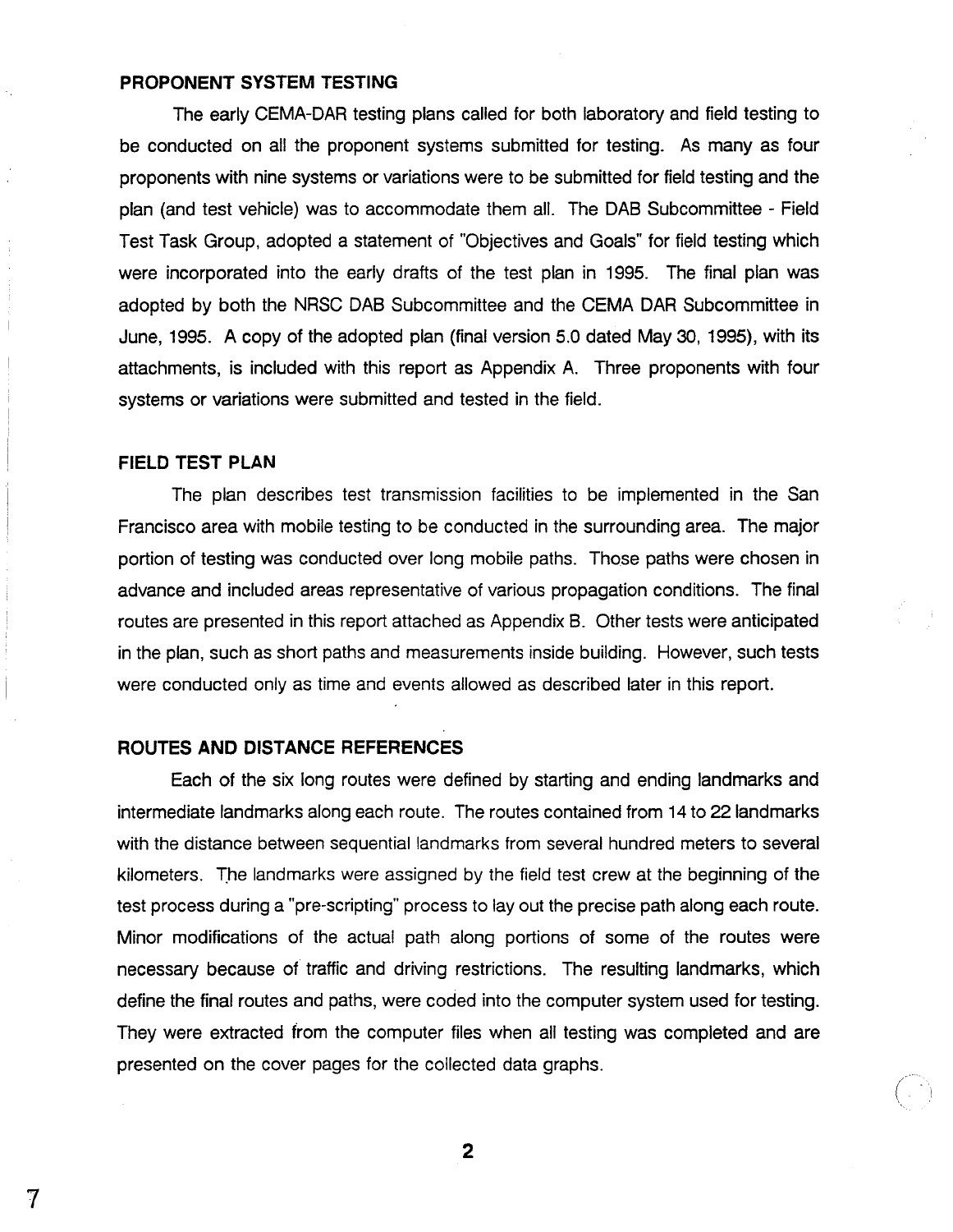## PROPONENT SYSTEM TESTING

The early CEMA-DAR testing plans called for both laboratory and field testing to be conducted on all the proponent systems submitted for testing. As many as four proponents with nine systems or variations were to be submitted for field testing and the plan (and test vehicle) was to accommodate them all. The DAB Subcommittee - Field Test Task Group, adopted a statement of "Objectives and Goals" for field testing which were incorporated into the early drafts of the test plan in 1995. The final plan was adopted by both the NRSC DAB Subcommittee and the CEMA DAR Subcommittee in June, 1995. A copy of the adopted plan (final version 5.0 dated May 30, 1995), with its attachments, is included with this report as Appendix A. Three proponents with four systems or variations were submitted and tested in the field.

## FIELD TEST PLAN

The plan describes test transmission facilities to be implemented in the San Francisco area with mobile testing to be conducted in the surrounding area. The major portion of testing was conducted over long mobile paths. Those paths were chosen in advance and included areas representative of various propagation conditions. The final routes are presented in this report attached as Appendix B. Other tests were anticipated in the plan, such as short paths and measurements inside building. However, such tests were conducted only as time and events allowed as described later in this report.

## ROUTES AND DISTANCE REFERENCES

Each of the six long routes were defined by starting and ending landmarks and intermediate landmarks along each route. The routes contained from 14 to 22 landmarks with the distance between sequential landmarks from several hundred meters to several kilometers. The landmarks were assigned by the field test crew at the beginning of the test process during a "pre-scripting" process to lay out the precise path along each route. Minor modifications of the actual path along portions of some of the routes were necessary because of traffic and driving restrictions. The resulting landmarks, which define the final routes and paths, were coded into the computer system used for testing. They were extracted from the computer files when all testing was completed and are presented on the cover pages for the collected data graphs.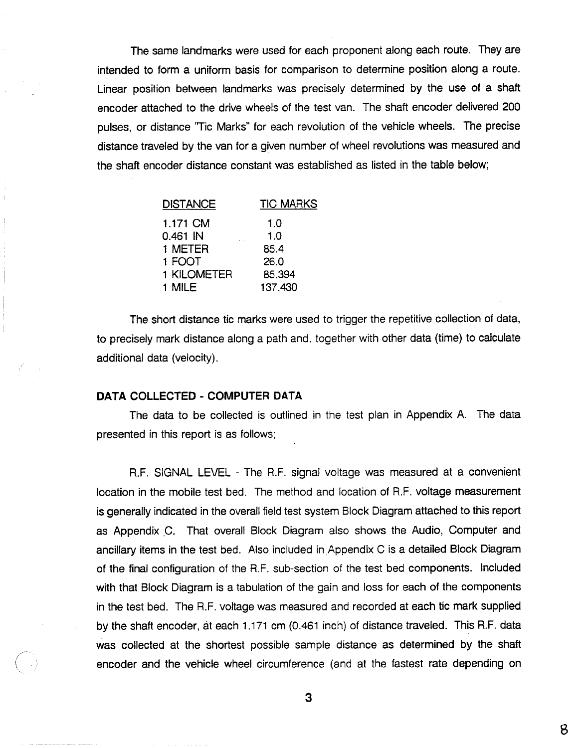The same landmarks were used for each proponent along each route. They are intended to form a uniform basis for comparison to determine position along a route. Linear position between landmarks was precisely determined by the use of a shaft encoder attached to the drive wheels of the test van. The shaft encoder delivered 200 pulses, or distance "Tic Marks" for each revolution of the vehicle wheels. The precise distance traveled by the van for a given number of wheel revolutions was measured and the shaft encoder distance constant was established as listed in the table below;

| DISTANCE | TIC MARKS |
|---|---|
| 1.171 CM | 1.0 |
| 0.461 IN | 1.0 |
| 1 METER | 85.4 |
| 1 FOOT | 26.0 |
| 1 KILOMETER | 85,394 |
| 1 MILE | 137,430 |

The short distance tic marks were used to trigger the repetitive collection of data, to precisely mark distance along a path and, together with other data (time) to calculate additional data (velocity).

**DATA COLLECTED - COMPUTER DATA**

The data to be collected is outlined in the test plan in Appendix A. The data presented in this report is as follows;

R.F. SIGNAL LEVEL - The R.F. signal voltage was measured at a convenient location in the mobile test bed. The method and location of R.F. voltage measurement is generally indicated in the overall field test system Block Diagram attached to this report as Appendix C. That overall Block Diagram also shows the Audio, Computer and ancillary items in the test bed. Also included in Appendix C is a detailed Block Diagram of the final configuration of the R.F. sub-section of the test bed components. Included with that Block Diagram is a tabulation of the gain and loss for each of the components in the test bed. The R.F. voltage was measured and recorded at each tic mark supplied by the shaft encoder, at each 1.171 cm (0.461 inch) of distance traveled. This R.F. data was collected at the shortest possible sample distance as determined by the shaft encoder and the vehicle wheel circumference (and at the fastest rate depending on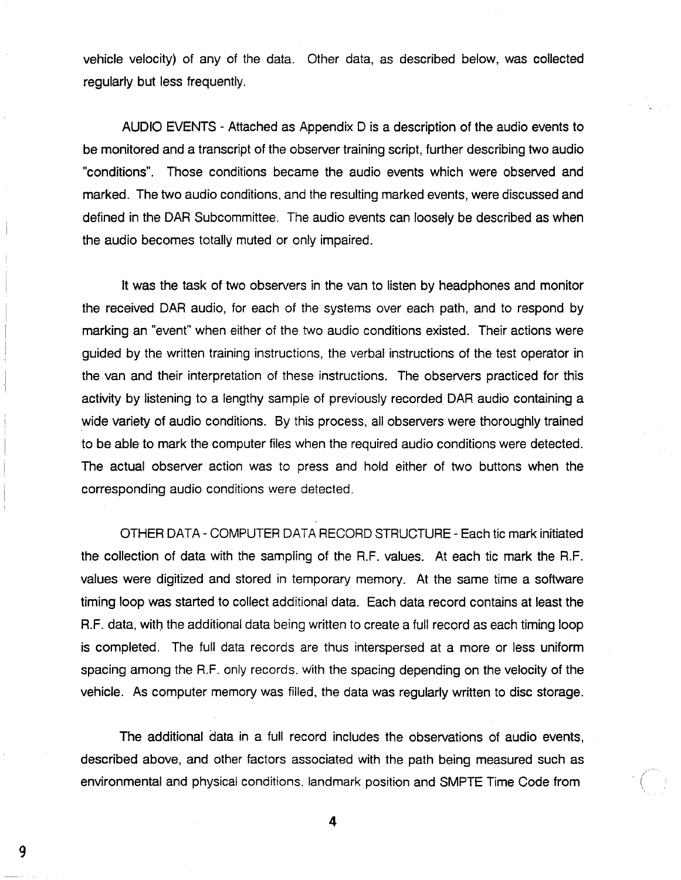vehicle velocity) of any of the data. Other data, as described below, was collected regularly but less frequently.

AUDIO EVENTS - Attached as Appendix D is a description of the audio events to be monitored and a transcript of the observer training script, further describing two audio "conditions". Those conditions became the audio events which were observed and marked. The two audio conditions, and the resulting marked events, were discussed and defined in the DAR Subcommittee. The audio events can loosely be described as when the audio becomes totally muted or only impaired.

It was the task of two observers in the van to listen by headphones and monitor the received DAR audio, for each of the systems over each path, and to respond by marking an "event" when either of the two audio conditions existed. Their actions were guided by the written training instructions, the verbal instructions of the test operator in the van and their interpretation of these instructions. The observers practiced for this activity by listening to a lengthy sample of previously recorded DAR audio containing a wide variety of audio conditions. By this process, all observers were thoroughly trained to be able to mark the computer files when the required audio conditions were detected. The actual observer action was to press and hold either of two buttons when the corresponding audio conditions were detected.

OTHER DATA - COMPUTER DATA RECORD STRUCTURE - Each tic mark initiated the collection of data with the sampling of the R.F. values. At each tic mark the R.F. values were digitized and stored in temporary memory. At the same time a software timing loop was started to collect additional data. Each data record contains at least the R.F. data, with the additional data being written to create a full record as each timing loop is completed. The full data records are thus interspersed at a more or less uniform spacing among the R.F. only records. with the spacing depending on the velocity of the vehicle. As computer memory was filled, the data was regularly written to disc storage.

The additional data in a full record includes the observations of audio events, described above, and other factors associated with the path being measured such as environmental and physical conditions, landmark position and SMPTE Time Code from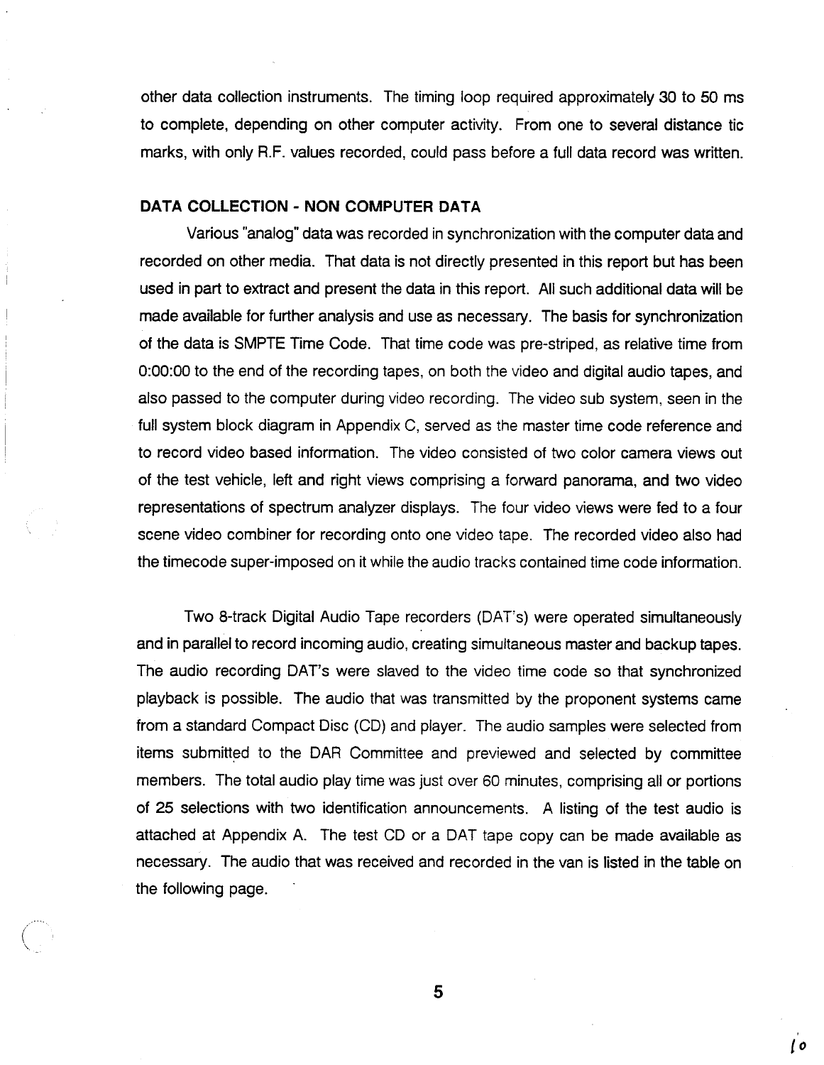other data collection instruments. The timing loop required approximately 30 to 50 ms to complete, depending on other computer activity. From one to several distance tic marks, with only R.F. values recorded, could pass before a full data record was written.

**DATA COLLECTION - NON COMPUTER DATA**

Various "analog" data was recorded in synchronization with the computer data and recorded on other media. That data is not directly presented in this report but has been used in part to extract and present the data in this report. All such additional data will be made available for further analysis and use as necessary. The basis for synchronization of the data is SMPTE Time Code. That time code was pre-striped, as relative time from 0:00:00 to the end of the recording tapes, on both the video and digital audio tapes, and also passed to the computer during video recording. The video sub system, seen in the full system block diagram in Appendix C, served as the master time code reference and to record video based information. The video consisted of two color camera views out of the test vehicle, left and right views comprising a forward panorama, and two video representations of spectrum analyzer displays. The four video views were fed to a four scene video combiner for recording onto one video tape. The recorded video also had the timecode super-imposed on it while the audio tracks contained time code information.

Two 8-track Digital Audio Tape recorders (DAT's) were operated simultaneously and in parallel to record incoming audio, creating simultaneous master and backup tapes. The audio recording DAT's were slaved to the video time code so that synchronized playback is possible. The audio that was transmitted by the proponent systems came from a standard Compact Disc (CD) and player. The audio samples were selected from items submitted to the DAR Committee and previewed and selected by committee members. The total audio play time was just over 60 minutes, comprising all or portions of 25 selections with two identification announcements. A listing of the test audio is attached at Appendix A. The test CD or a DAT tape copy can be made available as necessary. The audio that was received and recorded in the van is listed in the table on the following page.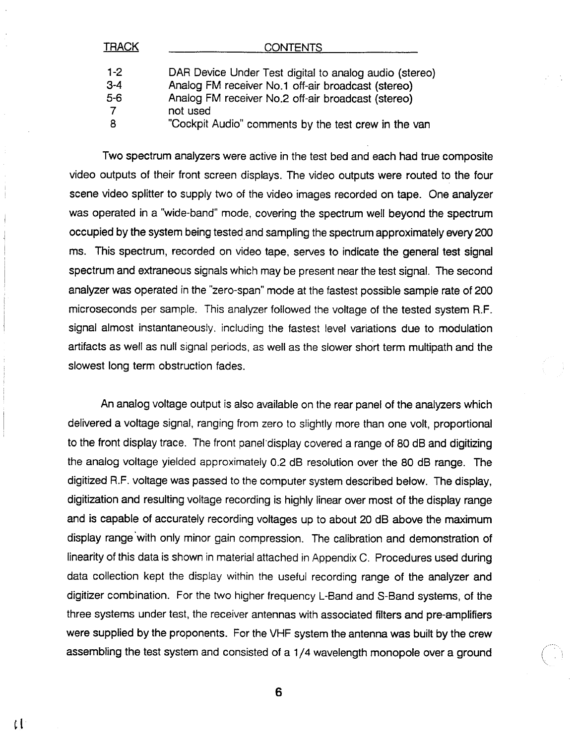| TRACK | CONTENTS |
|---|---|
| 1-2 | DAR Device Under Test digital to analog audio (stereo) |
| 3-4 | Analog FM receiver No.1 off-air broadcast (stereo) |
| 5-6 | Analog FM receiver No.2 off-air broadcast (stereo) |
| 7 | not used |
| 8 | "Cockpit Audio" comments by the test crew in the van |

Two spectrum analyzers were active in the test bed and each had true composite video outputs of their front screen displays. The video outputs were routed to the four scene video splitter to supply two of the video images recorded on tape. One analyzer was operated in a "wide-band" mode, covering the spectrum well beyond the spectrum occupied by the system being tested and sampling the spectrum approximately every 200 ms. This spectrum, recorded on video tape, serves to indicate the general test signal spectrum and extraneous signals which may be present near the test signal. The second analyzer was operated in the "zero-span" mode at the fastest possible sample rate of 200 microseconds per sample. This analyzer followed the voltage of the tested system R.F. signal almost instantaneously. including the fastest level variations due to modulation artifacts as well as null signal periods, as well as the slower short term multipath and the slowest long term obstruction fades.

An analog voltage output is also available on the rear panel of the analyzers which delivered a voltage signal, ranging from zero to slightly more than one volt, proportional to the front display trace. The front panel display covered a range of 80 dB and digitizing the analog voltage yielded approximately 0.2 dB resolution over the 80 dB range. The digitized R.F. voltage was passed to the computer system described below. The display, digitization and resulting voltage recording is highly linear over most of the display range and is capable of accurately recording voltages up to about 20 dB above the maximum display range with only minor gain compression. The calibration and demonstration of linearity of this data is shown in material attached in Appendix C. Procedures used during data collection kept the display within the useful recording range of the analyzer and digitizer combination. For the two higher frequency L-Band and S-Band systems, of the three systems under test, the receiver antennas with associated filters and pre-amplifiers were supplied by the proponents. For the VHF system the antenna was built by the crew assembling the test system and consisted of a 1/4 wavelength monopole over a ground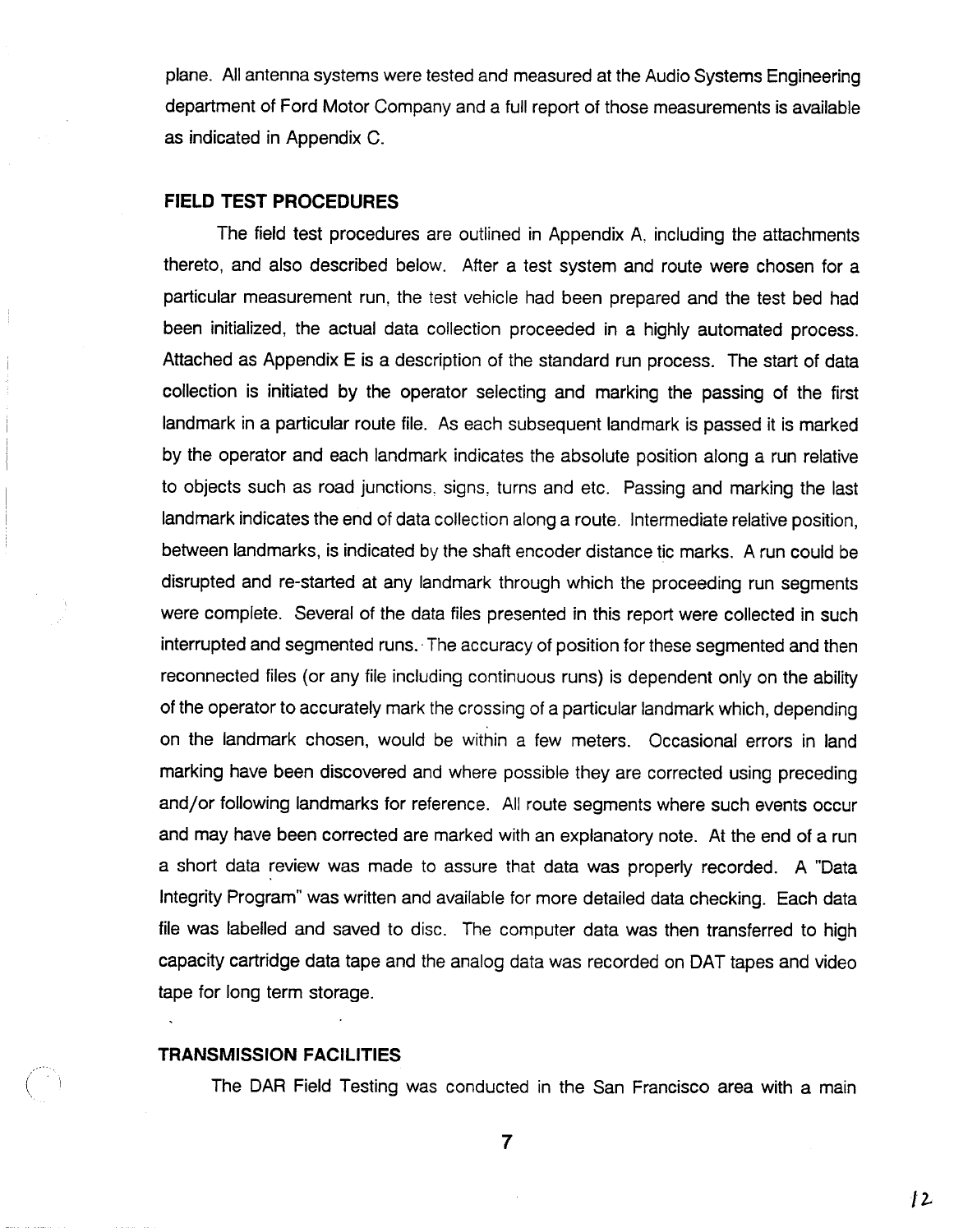plane. All antenna systems were tested and measured at the Audio Systems Engineering department of Ford Motor Company and a full report of those measurements is available as indicated in Appendix C.

### FIELD TEST PROCEDURES

The field test procedures are outlined in Appendix A, including the attachments thereto, and also described below. After a test system and route were chosen for a particular measurement run, the test vehicle had been prepared and the test bed had been initialized, the actual data collection proceeded in a highly automated process. Attached as Appendix E is a description of the standard run process. The start of data collection is initiated by the operator selecting and marking the passing of the first landmark in a particular route file. As each subsequent landmark is passed it is marked by the operator and each landmark indicates the absolute position along a run relative to objects such as road junctions, signs, turns and etc. Passing and marking the last landmark indicates the end of data collection along a route. Intermediate relative position, between landmarks, is indicated by the shaft encoder distance tic marks. A run could be disrupted and re-started at any landmark through which the proceeding run segments were complete. Several of the data files presented in this report were collected in such interrupted and segmented runs. The accuracy of position for these segmented and then reconnected files (or any file including continuous runs) is dependent only on the ability of the operator to accurately mark the crossing of a particular landmark which, depending on the landmark chosen, would be within a few meters. Occasional errors in land marking have been discovered and where possible they are corrected using preceding and/or following landmarks for reference. All route segments where such events occur and may have been corrected are marked with an explanatory note. At the end of a run a short data review was made to assure that data was properly recorded. A "Data Integrity Program" was written and available for more detailed data checking. Each data file was labelled and saved to disc. The computer data was then transferred to high capacity cartridge data tape and the analog data was recorded on DAT tapes and video tape for long term storage.

### TRANSMISSION FACILITIES

The DAR Field Testing was conducted in the San Francisco area with a main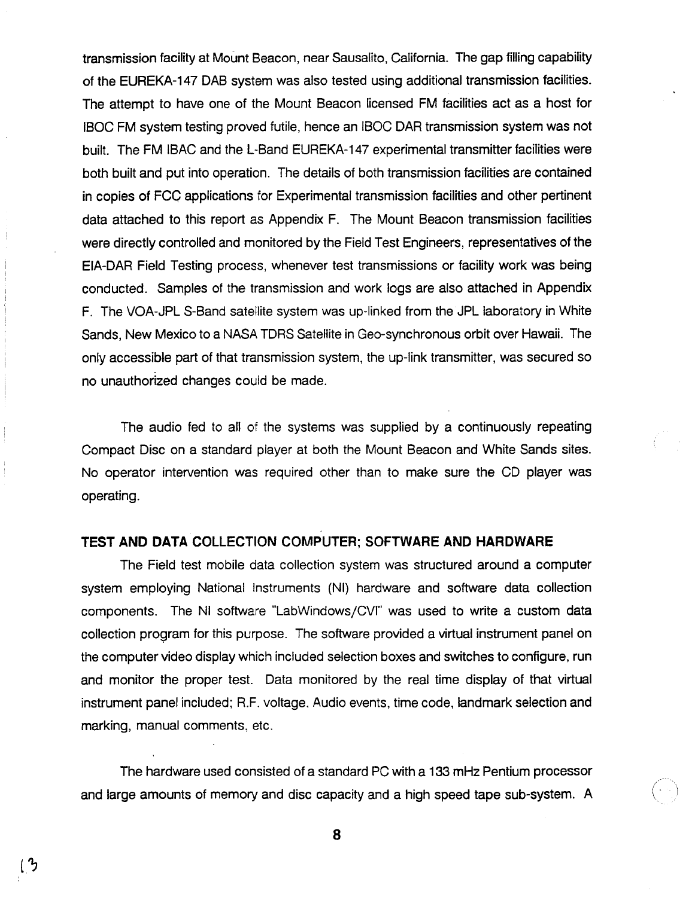transmission facility at Mount Beacon, near Sausalito, California. The gap filling capability of the EUREKA-147 DAB system was also tested using additional transmission facilities. The attempt to have one of the Mount Beacon licensed FM facilities act as a host for IBOC FM system testing proved futile, hence an IBOC DAR transmission system was not built. The FM IBAC and the L-Band EUREKA-147 experimental transmitter facilities were both built and put into operation. The details of both transmission facilities are contained in copies of FCC applications for Experimental transmission facilities and other pertinent data attached to this report as Appendix F. The Mount Beacon transmission facilities were directly controlled and monitored by the Field Test Engineers, representatives of the EIA-DAR Field Testing process, whenever test transmissions or facility work was being conducted. Samples of the transmission and work logs are also attached in Appendix F. The VOA-JPL S-Band satellite system was up-linked from the JPL laboratory in White Sands, New Mexico to a NASA TDRS Satellite in Geo-synchronous orbit over Hawaii. The only accessible part of that transmission system, the up-link transmitter, was secured so no unauthorized changes could be made.

The audio fed to all of the systems was supplied by a continuously repeating Compact Disc on a standard player at both the Mount Beacon and White Sands sites. No operator intervention was required other than to make sure the CD player was operating.

**TEST AND DATA COLLECTION COMPUTER; SOFTWARE AND HARDWARE**

The Field test mobile data collection system was structured around a computer system employing National Instruments (NI) hardware and software data collection components. The NI software "LabWindows/CVI" was used to write a custom data collection program for this purpose. The software provided a virtual instrument panel on the computer video display which included selection boxes and switches to configure, run and monitor the proper test. Data monitored by the real time display of that virtual instrument panel included; R.F. voltage, Audio events, time code, landmark selection and marking, manual comments, etc.

The hardware used consisted of a standard PC with a 133 mHz Pentium processor and large amounts of memory and disc capacity and a high speed tape sub-system. A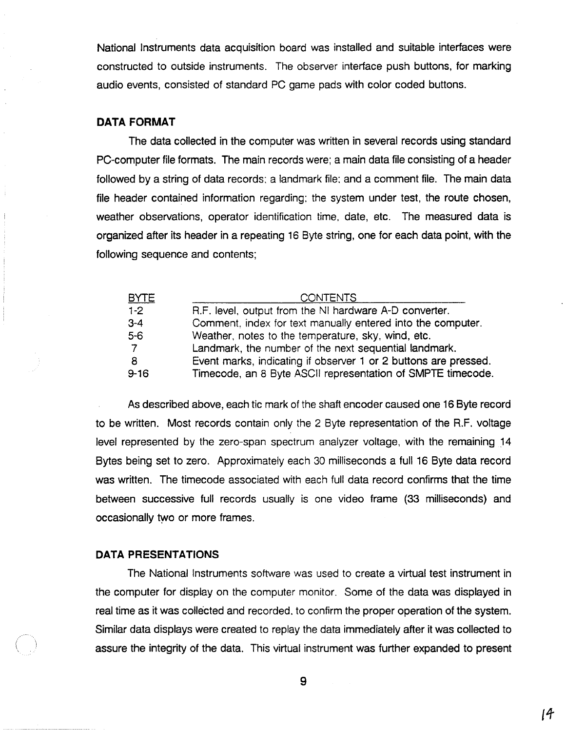National Instruments data acquisition board was installed and suitable interfaces were constructed to outside instruments. The observer interface push buttons, for marking audio events, consisted of standard PC game pads with color coded buttons.

## DATA FORMAT

The data collected in the computer was written in several records using standard PC-computer file formats. The main records were; a main data file consisting of a header followed by a string of data records; a landmark file; and a comment file. The main data file header contained information regarding: the system under test, the route chosen, weather observations, operator identification time, date, etc. The measured data is organized after its header in a repeating 16 Byte string, one for each data point, with the following sequence and contents;

| BYTE | CONTENTS |
|---|---|
| 1-2 | R.F. level, output from the NI hardware A-D converter. |
| 3-4 | Comment, index for text manually entered into the computer. |
| 5-6 | Weather, notes to the temperature, sky, wind, etc. |
| 7 | Landmark, the number of the next sequential landmark. |
| 8 | Event marks, indicating if observer 1 or 2 buttons are pressed. |
| 9-16 | Timecode, an 8 Byte ASCII representation of SMPTE timecode. |

As described above, each tic mark of the shaft encoder caused one 16 Byte record to be written. Most records contain only the 2 Byte representation of the R.F. voltage level represented by the zero-span spectrum analyzer voltage, with the remaining 14 Bytes being set to zero. Approximately each 30 milliseconds a full 16 Byte data record was written. The timecode associated with each full data record confirms that the time between successive full records usually is one video frame (33 milliseconds) and occasionally two or more frames.

## DATA PRESENTATIONS

The National Instruments software was used to create a virtual test instrument in the computer for display on the computer monitor. Some of the data was displayed in real time as it was collected and recorded, to confirm the proper operation of the system. Similar data displays were created to replay the data immediately after it was collected to assure the integrity of the data. This virtual instrument was further expanded to present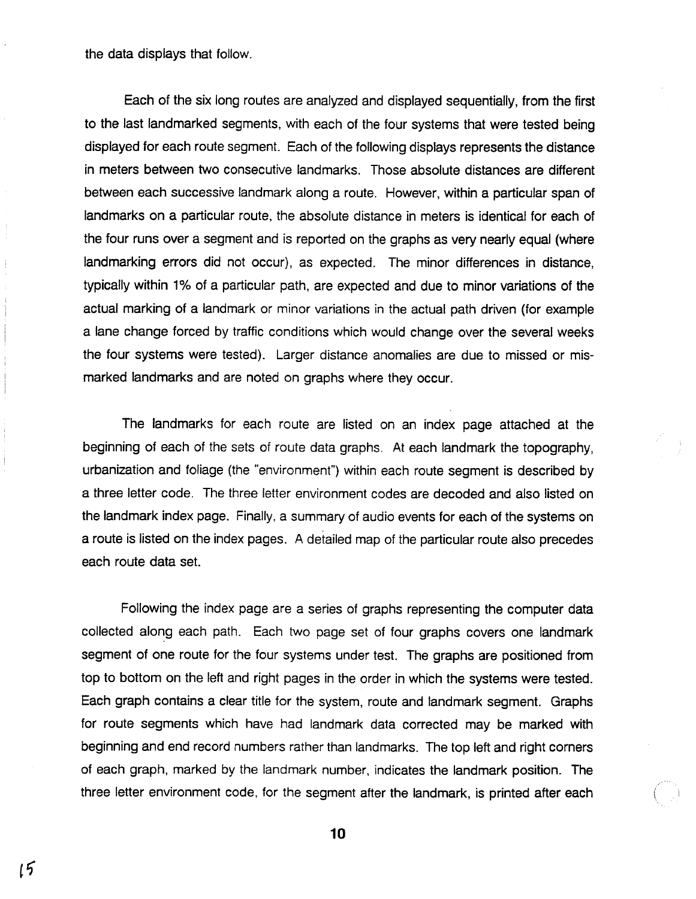the data displays that follow.

Each of the six long routes are analyzed and displayed sequentially, from the first to the last landmarked segments, with each of the four systems that were tested being displayed for each route segment. Each of the following displays represents the distance in meters between two consecutive landmarks. Those absolute distances are different between each successive landmark along a route. However, within a particular span of landmarks on a particular route, the absolute distance in meters is identical for each of the four runs over a segment and is reported on the graphs as very nearly equal (where landmarking errors did not occur), as expected. The minor differences in distance, typically within 1% of a particular path, are expected and due to minor variations of the actual marking of a landmark or minor variations in the actual path driven (for example a lane change forced by traffic conditions which would change over the several weeks the four systems were tested). Larger distance anomalies are due to missed or mis-marked landmarks and are noted on graphs where they occur.

The landmarks for each route are listed on an index page attached at the beginning of each of the sets of route data graphs. At each landmark the topography, urbanization and foliage (the "environment") within each route segment is described by a three letter code. The three letter environment codes are decoded and also listed on the landmark index page. Finally, a summary of audio events for each of the systems on a route is listed on the index pages. A detailed map of the particular route also precedes each route data set.

Following the index page are a series of graphs representing the computer data collected along each path. Each two page set of four graphs covers one landmark segment of one route for the four systems under test. The graphs are positioned from top to bottom on the left and right pages in the order in which the systems were tested. Each graph contains a clear title for the system, route and landmark segment. Graphs for route segments which have had landmark data corrected may be marked with beginning and end record numbers rather than landmarks. The top left and right corners of each graph, marked by the landmark number, indicates the landmark position. The three letter environment code, for the segment after the landmark, is printed after each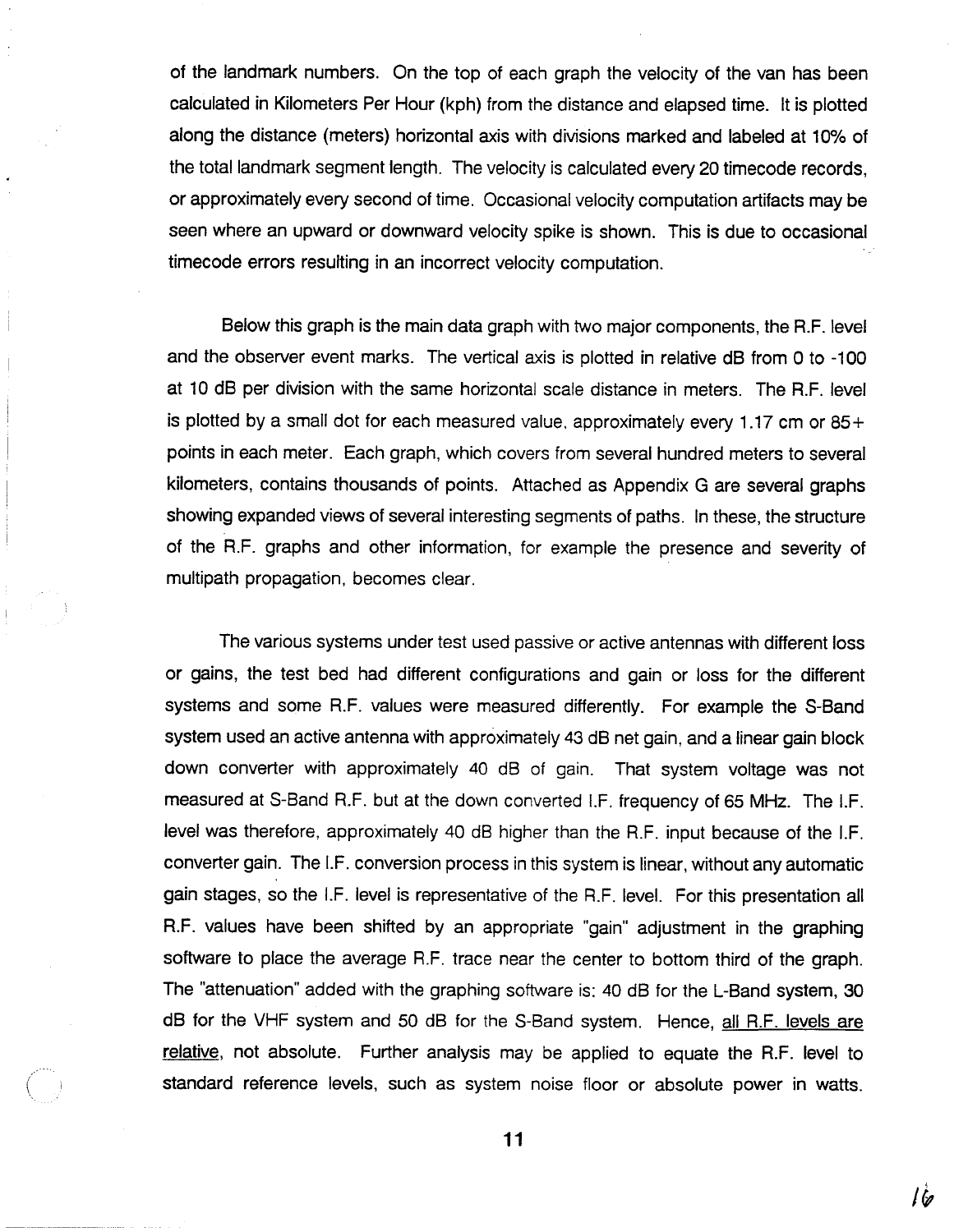of the landmark numbers. On the top of each graph the velocity of the van has been calculated in Kilometers Per Hour (kph) from the distance and elapsed time. It is plotted along the distance (meters) horizontal axis with divisions marked and labeled at 10% of the total landmark segment length. The velocity is calculated every 20 timecode records, or approximately every second of time. Occasional velocity computation artifacts may be seen where an upward or downward velocity spike is shown. This is due to occasional timecode errors resulting in an incorrect velocity computation.

Below this graph is the main data graph with two major components, the R.F. level and the observer event marks. The vertical axis is plotted in relative dB from 0 to -100 at 10 dB per division with the same horizontal scale distance in meters. The R.F. level is plotted by a small dot for each measured value, approximately every 1.17 cm or 85+ points in each meter. Each graph, which covers from several hundred meters to several kilometers, contains thousands of points. Attached as Appendix G are several graphs showing expanded views of several interesting segments of paths. In these, the structure of the R.F. graphs and other information, for example the presence and severity of multipath propagation, becomes clear.

The various systems under test used passive or active antennas with different loss or gains, the test bed had different configurations and gain or loss for the different systems and some R.F. values were measured differently. For example the S-Band system used an active antenna with approximately 43 dB net gain, and a linear gain block down converter with approximately 40 dB of gain. That system voltage was not measured at S-Band R.F. but at the down converted I.F. frequency of 65 MHz. The I.F. level was therefore, approximately 40 dB higher than the R.F. input because of the I.F. converter gain. The I.F. conversion process in this system is linear, without any automatic gain stages, so the I.F. level is representative of the R.F. level. For this presentation all R.F. values have been shifted by an appropriate "gain" adjustment in the graphing software to place the average R.F. trace near the center to bottom third of the graph. The "attenuation" added with the graphing software is: 40 dB for the L-Band system, 30 dB for the VHF system and 50 dB for the S-Band system. Hence, <u>all R.F. levels are relative</u>, not absolute. Further analysis may be applied to equate the R.F. level to standard reference levels, such as system noise floor or absolute power in watts.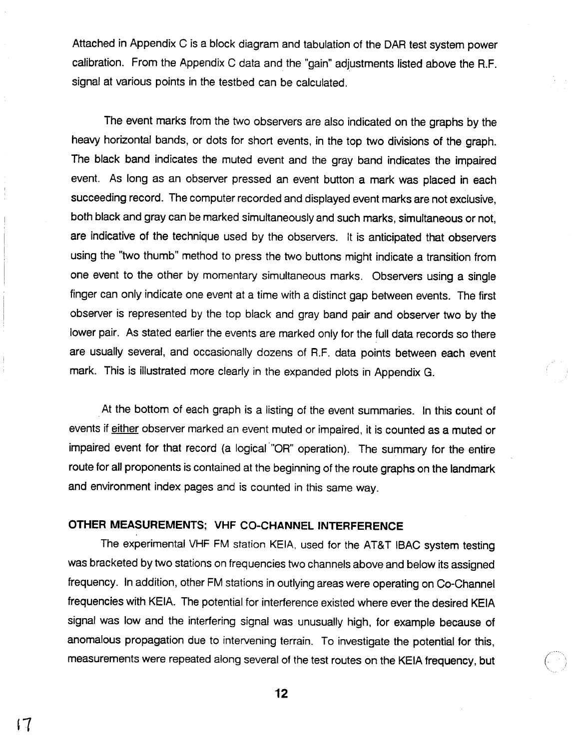Attached in Appendix C is a block diagram and tabulation of the DAR test system power calibration. From the Appendix C data and the "gain" adjustments listed above the R.F. signal at various points in the testbed can be calculated.

The event marks from the two observers are also indicated on the graphs by the heavy horizontal bands, or dots for short events, in the top two divisions of the graph. The black band indicates the muted event and the gray band indicates the impaired event. As long as an observer pressed an event button a mark was placed in each succeeding record. The computer recorded and displayed event marks are not exclusive, both black and gray can be marked simultaneously and such marks, simultaneous or not, are indicative of the technique used by the observers. It is anticipated that observers using the "two thumb" method to press the two buttons might indicate a transition from one event to the other by momentary simultaneous marks. Observers using a single finger can only indicate one event at a time with a distinct gap between events. The first observer is represented by the top black and gray band pair and observer two by the lower pair. As stated earlier the events are marked only for the full data records so there are usually several, and occasionally dozens of R.F. data points between each event mark. This is illustrated more clearly in the expanded plots in Appendix G.

At the bottom of each graph is a listing of the event summaries. In this count of events if either observer marked an event muted or impaired, it is counted as a muted or impaired event for that record (a logical "OR" operation). The summary for the entire route for all proponents is contained at the beginning of the route graphs on the landmark and environment index pages and is counted in this same way.

**OTHER MEASUREMENTS; VHF CO-CHANNEL INTERFERENCE**

The experimental VHF FM station KEIA, used for the AT&T IBAC system testing was bracketed by two stations on frequencies two channels above and below its assigned frequency. In addition, other FM stations in outlying areas were operating on Co-Channel frequencies with KEIA. The potential for interference existed where ever the desired KEIA signal was low and the interfering signal was unusually high, for example because of anomalous propagation due to intervening terrain. To investigate the potential for this, measurements were repeated along several of the test routes on the KEIA frequency, but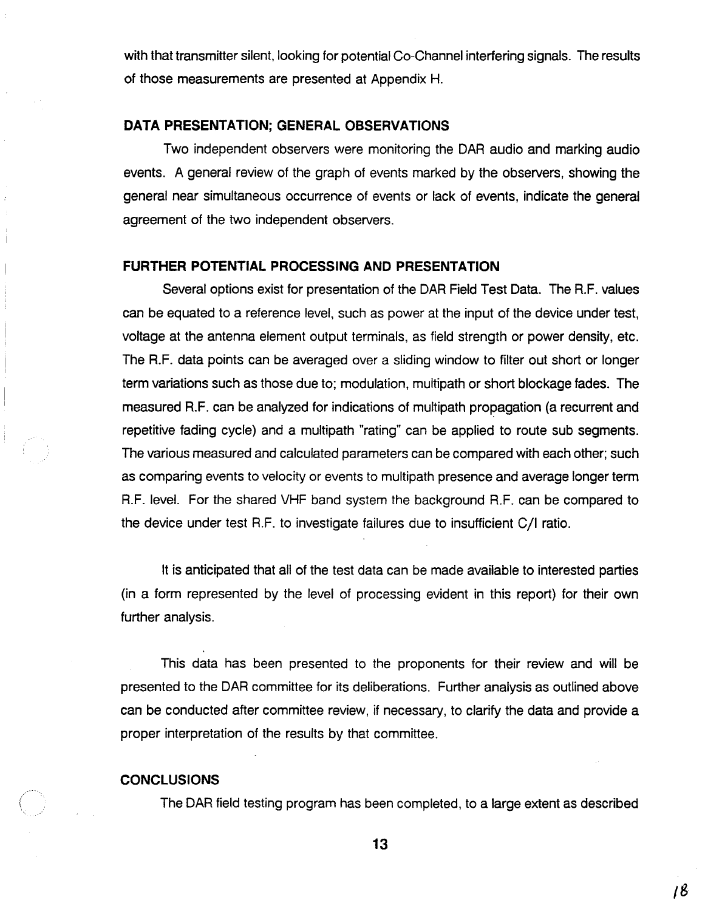with that transmitter silent, looking for potential Co-Channel interfering signals. The results of those measurements are presented at Appendix H.

### DATA PRESENTATION; GENERAL OBSERVATIONS

Two independent observers were monitoring the DAR audio and marking audio events. A general review of the graph of events marked by the observers, showing the general near simultaneous occurrence of events or lack of events, indicate the general agreement of the two independent observers.

### FURTHER POTENTIAL PROCESSING AND PRESENTATION

Several options exist for presentation of the DAR Field Test Data. The R.F. values can be equated to a reference level, such as power at the input of the device under test, voltage at the antenna element output terminals, as field strength or power density, etc. The R.F. data points can be averaged over a sliding window to filter out short or longer term variations such as those due to; modulation, multipath or short blockage fades. The measured R.F. can be analyzed for indications of multipath propagation (a recurrent and repetitive fading cycle) and a multipath "rating" can be applied to route sub segments. The various measured and calculated parameters can be compared with each other; such as comparing events to velocity or events to multipath presence and average longer term R.F. level. For the shared VHF band system the background R.F. can be compared to the device under test R.F. to investigate failures due to insufficient C/I ratio.

It is anticipated that all of the test data can be made available to interested parties (in a form represented by the level of processing evident in this report) for their own further analysis.

This data has been presented to the proponents for their review and will be presented to the DAR committee for its deliberations. Further analysis as outlined above can be conducted after committee review, if necessary, to clarify the data and provide a proper interpretation of the results by that committee.

### CONCLUSIONS

The DAR field testing program has been completed, to a large extent as described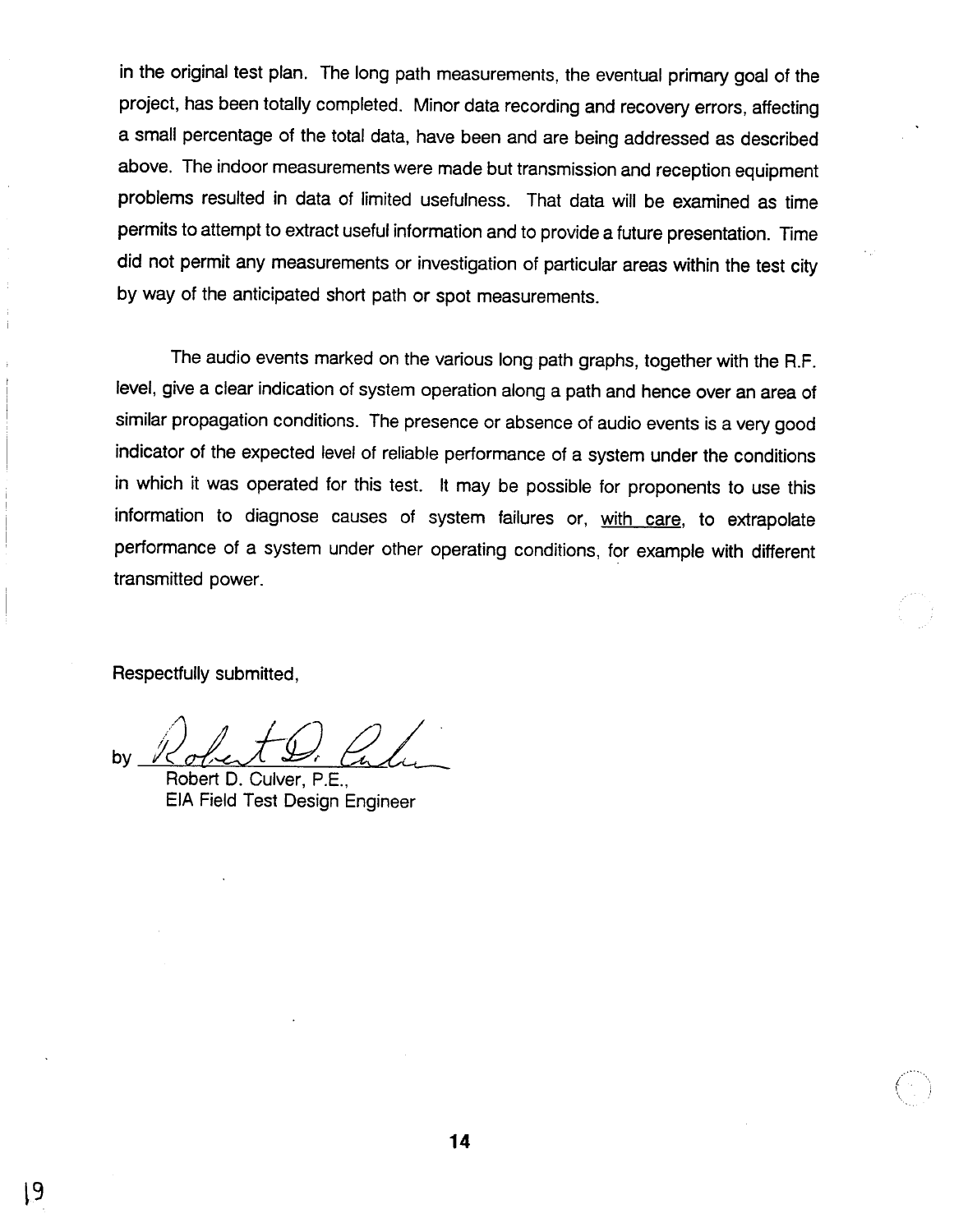in the original test plan. The long path measurements, the eventual primary goal of the project, has been totally completed. Minor data recording and recovery errors, affecting a small percentage of the total data, have been and are being addressed as described above. The indoor measurements were made but transmission and reception equipment problems resulted in data of limited usefulness. That data will be examined as time permits to attempt to extract useful information and to provide a future presentation. Time did not permit any measurements or investigation of particular areas within the test city by way of the anticipated short path or spot measurements.

The audio events marked on the various long path graphs, together with the R.F. level, give a clear indication of system operation along a path and hence over an area of similar propagation conditions. The presence or absence of audio events is a very good indicator of the expected level of reliable performance of a system under the conditions in which it was operated for this test. It may be possible for proponents to use this information to diagnose causes of system failures or, <u>with care</u>, to extrapolate performance of a system under other operating conditions, for example with different transmitted power.

Respectfully submitted,

by Robert D. Culver

Robert D. Culver, P.E.,
EIA Field Test Design Engineer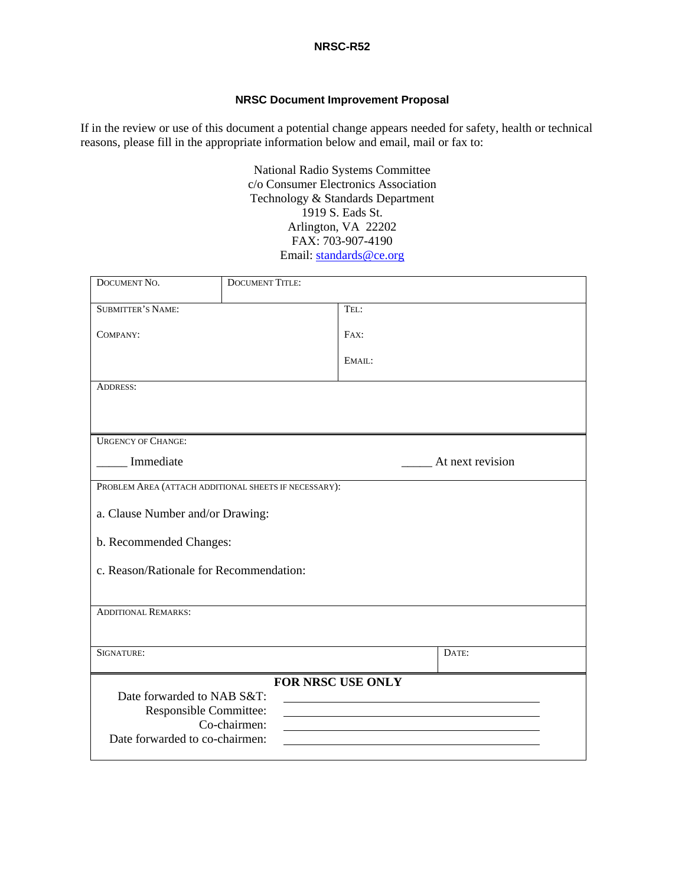**NRSC-R52**

## NRSC Document Improvement Proposal

If in the review or use of this document a potential change appears needed for safety, health or technical reasons, please fill in the appropriate information below and email, mail or fax to:

National Radio Systems Committee
c/o Consumer Electronics Association
Technology & Standards Department
1919 S. Eads St.
Arlington, VA 22202
FAX: 703-907-4190
Email: standards@ce.org

| DOCUMENT NO. | DOCUMENT TITLE: | |
|---|---|---|
| SUBMITTER'S NAME: | | TEL: |
| COMPANY: | | FAX: |
| | | EMAIL: |
| ADDRESS: | | |
| URGENCY OF CHANGE: | | |
| _____ Immediate | | _____ At next revision |
| PROBLEM AREA (ATTACH ADDITIONAL SHEETS IF NECESSARY): | | |
| a. Clause Number and/or Drawing: | | |
| b. Recommended Changes: | | |
| c. Reason/Rationale for Recommendation: | | |
| ADDITIONAL REMARKS: | | |
| SIGNATURE: | | DATE: |

**FOR NRSC USE ONLY**

Date forwarded to NAB S&T: ______________________________

Responsible Committee: ______________________________

Co-chairmen: ______________________________

Date forwarded to co-chairmen: ______________________________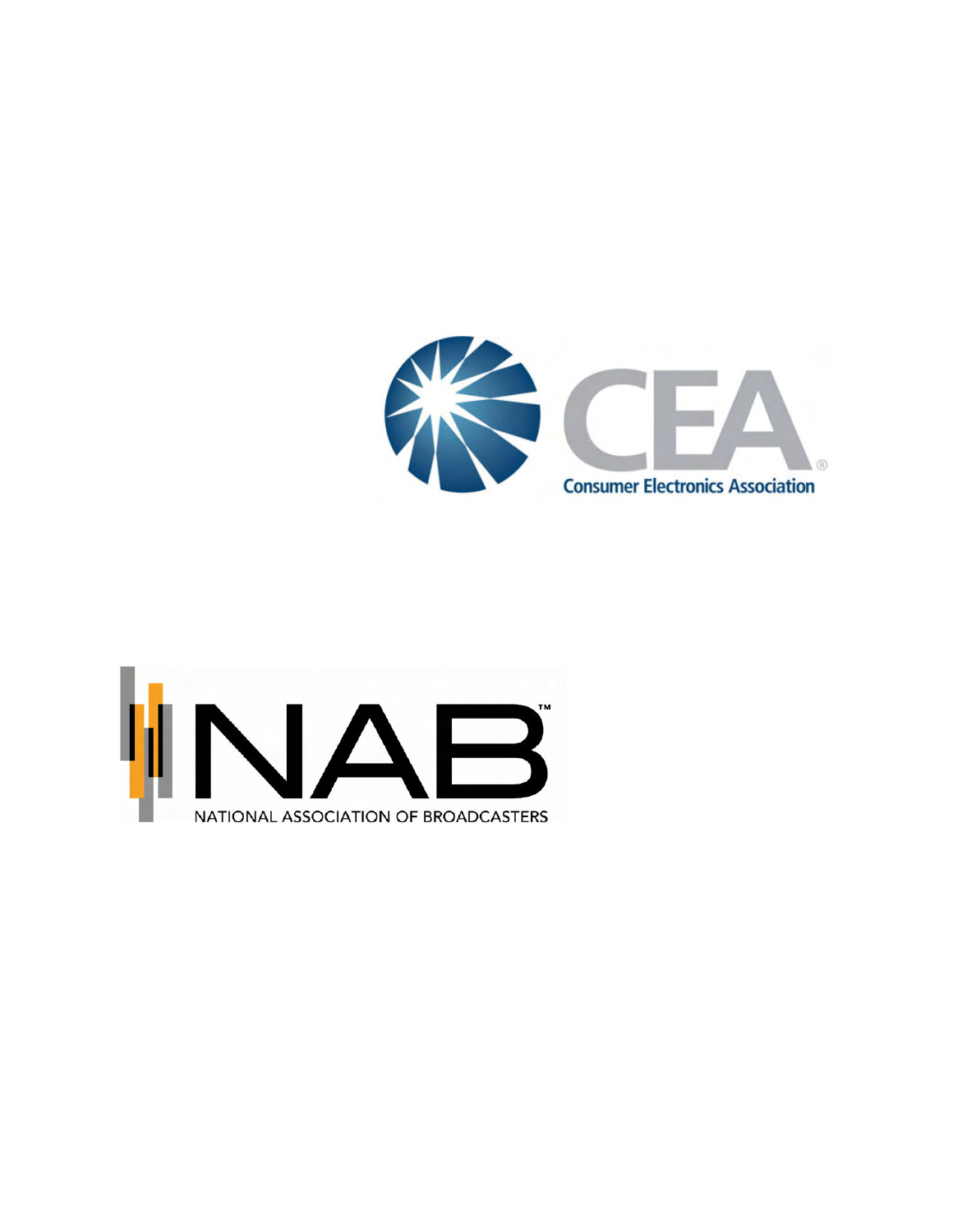CEA®

Consumer Electronics Association

NAB™

NATIONAL ASSOCIATION OF BROADCASTERS